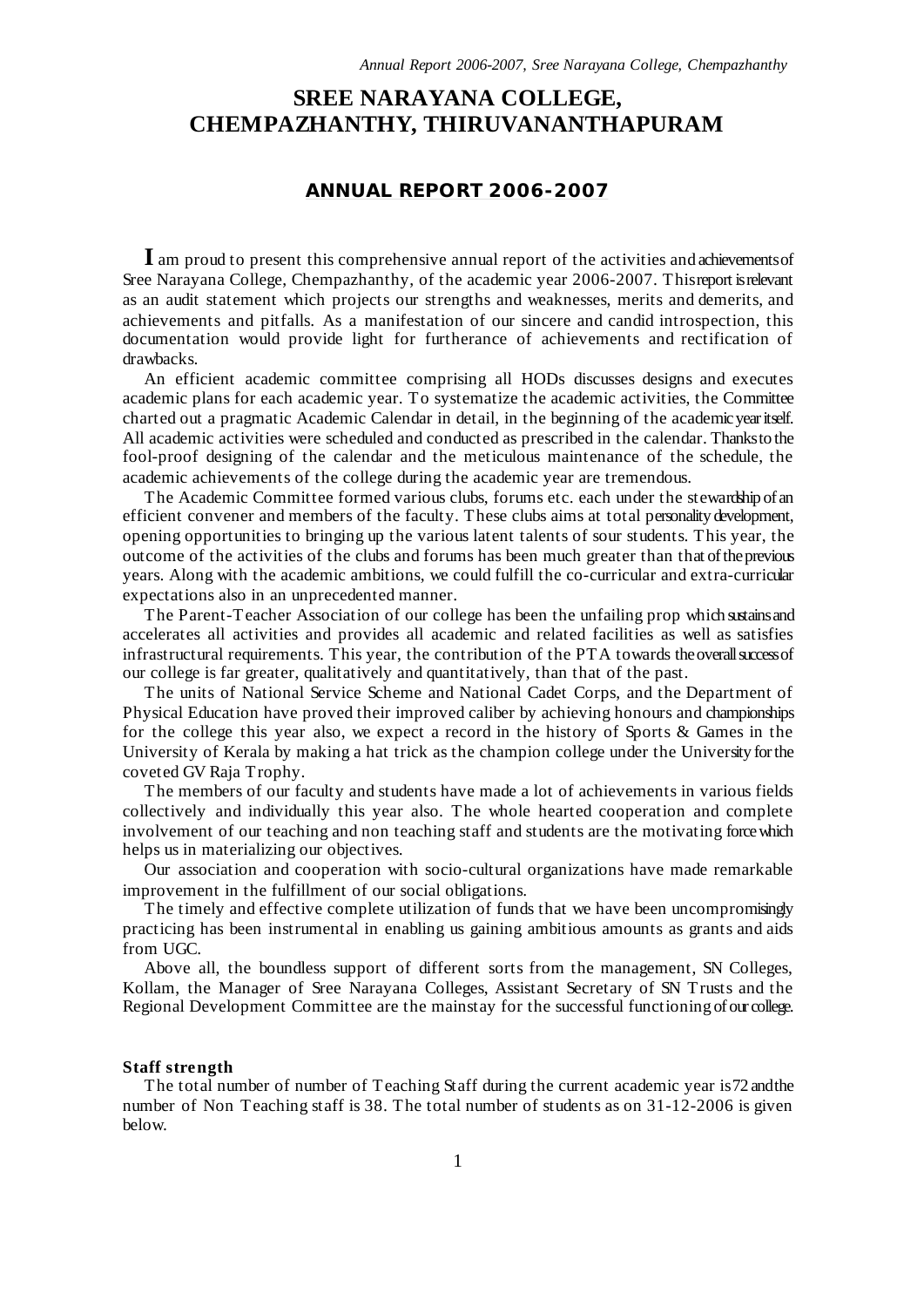# SREE NARAYANA COLLEGE, CHEMPAZHANTHY, THIRUVANANTHAPURAM

## ANNUAL REPORT 2006-2007

**I** am proud to present this comprehensive annual report of the activities and achievements of Sree Narayana College, Chempazhanthy, of the academic year 2006-2007. This report is relevant as an audit statement which projects our strengths and weaknesses, merits and demerits, and achievements and pitfalls. As a manifestation of our sincere and candid introspection, this documentation would provide light for furtherance of achievements and rectification of drawbacks.

An efficient academic committee comprising all HODs discusses designs and executes academic plans for each academic year. To systematize the academic activities, the Committee charted out a pragmatic Academic Calendar in detail, in the beginning of the academic year itself. All academic activities were scheduled and conducted as prescribed in the calendar. Thanks to the fool-proof designing of the calendar and the meticulous maintenance of the schedule, the academic achievements of the college during the academic year are tremendous.

The Academic Committee formed various clubs, forums etc. each under the stewardship of an efficient convener and members of the faculty. These clubs aims at total personality development, opening opportunities to bringing up the various latent talents of sour students. This year, the outcome of the activities of the clubs and forums has been much greater than that of the previous years. Along with the academic ambitions, we could fulfill the co-curricular and extra-curricular expectations also in an unprecedented manner.

The Parent-Teacher Association of our college has been the unfailing prop which sustains and accelerates all activities and provides all academic and related facilities as well as satisfies infrastructural requirements. This year, the contribution of the PTA towards the overall success of our college is far greater, qualitatively and quantitatively, than that of the past.

The units of National Service Scheme and National Cadet Corps, and the Department of Physical Education have proved their improved caliber by achieving honours and championships for the college this year also, we expect a record in the history of Sports & Games in the University of Kerala by making a hat trick as the champion college under the University for the coveted GV Raja Trophy.

The members of our faculty and students have made a lot of achievements in various fields collectively and individually this year also. The whole hearted cooperation and complete involvement of our teaching and non teaching staff and students are the motivating force which helps us in materializing our objectives.

Our association and cooperation with socio-cultural organizations have made remarkable improvement in the fulfillment of our social obligations.

The timely and effective complete utilization of funds that we have been uncompromisingly practicing has been instrumental in enabling us gaining ambitious amounts as grants and aids from UGC.

Above all, the boundless support of different sorts from the management, SN Colleges, Kollam, the Manager of Sree Narayana Colleges, Assistant Secretary of SN Trusts and the Regional Development Committee are the mainstay for the successful functioning of our college.

**Staff strength**

The total number of number of Teaching Staff during the current academic year is 72 and the number of Non Teaching staff is 38. The total number of students as on 31-12-2006 is given below.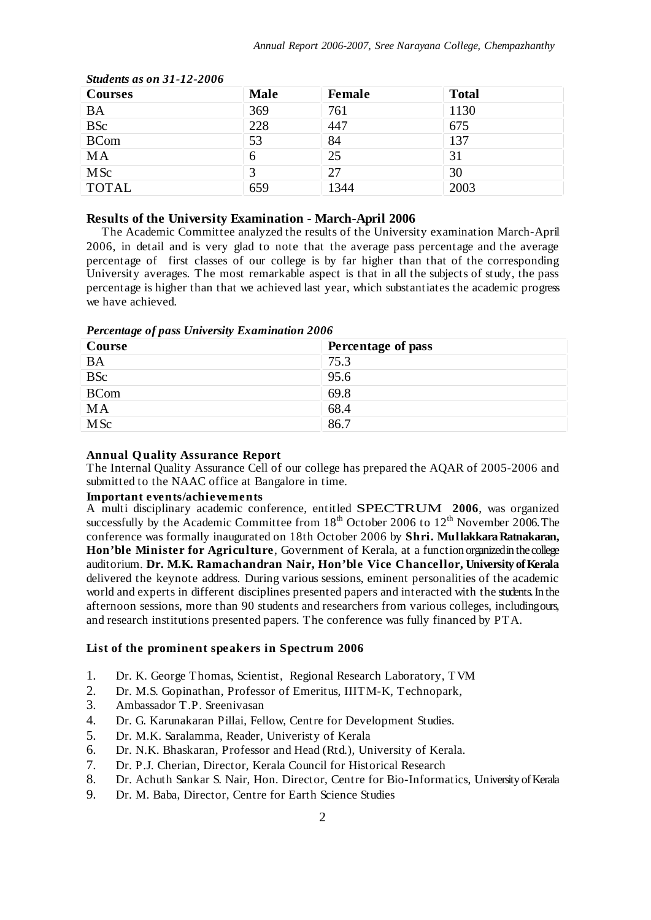*Students as on 31-12-2006*

| Courses | Male | Female | Total |
|---|---|---|---|
| BA | 369 | 761 | 1130 |
| BSc | 228 | 447 | 675 |
| BCom | 53 | 84 | 137 |
| MA | 6 | 25 | 31 |
| MSc | 3 | 27 | 30 |
| TOTAL | 659 | 1344 | 2003 |

### Results of the University Examination - March-April 2006

The Academic Committee analyzed the results of the University examination March-April 2006, in detail and is very glad to note that the average pass percentage and the average percentage of first classes of our college is by far higher than that of the corresponding University averages. The most remarkable aspect is that in all the subjects of study, the pass percentage is higher than that we achieved last year, which substantiates the academic progress we have achieved.

*Percentage of pass University Examination 2006*

| Course | Percentage of pass |
|---|---|
| BA | 75.3 |
| BSc | 95.6 |
| BCom | 69.8 |
| MA | 68.4 |
| MSc | 86.7 |

**Annual Quality Assurance Report**

The Internal Quality Assurance Cell of our college has prepared the AQAR of 2005-2006 and submitted to the NAAC office at Bangalore in time.

**Important events/achievements**

A multi disciplinary academic conference, entitled SPECTRUM **2006**, was organized successfully by the Academic Committee from 18th October 2006 to 12th November 2006. The conference was formally inaugurated on 18th October 2006 by **Shri. Mullakkara Ratnakaran, Hon'ble Minister for Agriculture**, Government of Kerala, at a function organized in the college auditorium. **Dr. M.K. Ramachandran Nair, Hon'ble Vice Chancellor, University of Kerala** delivered the keynote address. During various sessions, eminent personalities of the academic world and experts in different disciplines presented papers and interacted with the students. In the afternoon sessions, more than 90 students and researchers from various colleges, including ours, and research institutions presented papers. The conference was fully financed by PTA.

**List of the prominent speakers in Spectrum 2006**

1. Dr. K. George Thomas, Scientist, Regional Research Laboratory, TVM
2. Dr. M.S. Gopinathan, Professor of Emeritus, IIITM-K, Technopark,
3. Ambassador T.P. Sreenivasan
4. Dr. G. Karunakaran Pillai, Fellow, Centre for Development Studies.
5. Dr. M.K. Saralamma, Reader, Univeristy of Kerala
6. Dr. N.K. Bhaskaran, Professor and Head (Rtd.), University of Kerala.
7. Dr. P.J. Cherian, Director, Kerala Council for Historical Research
8. Dr. Achuth Sankar S. Nair, Hon. Director, Centre for Bio-Informatics, University of Kerala
9. Dr. M. Baba, Director, Centre for Earth Science Studies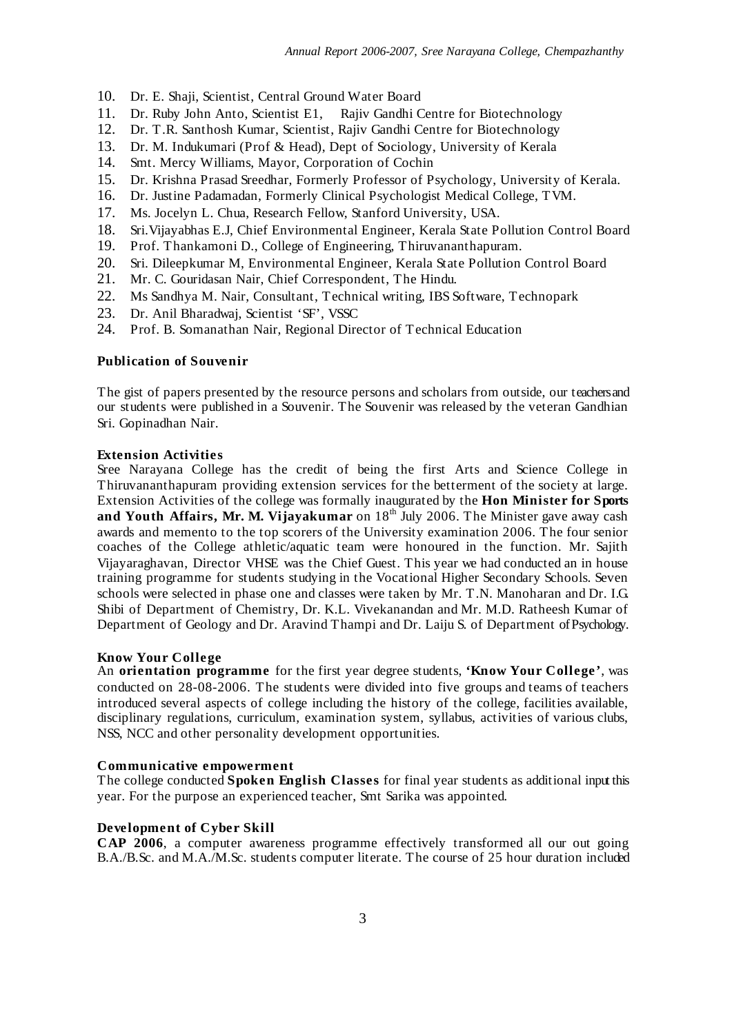10. Dr. E. Shaji, Scientist, Central Ground Water Board
11. Dr. Ruby John Anto, Scientist E1, Rajiv Gandhi Centre for Biotechnology
12. Dr. T.R. Santhosh Kumar, Scientist, Rajiv Gandhi Centre for Biotechnology
13. Dr. M. Indukumari (Prof & Head), Dept of Sociology, University of Kerala
14. Smt. Mercy Williams, Mayor, Corporation of Cochin
15. Dr. Krishna Prasad Sreedhar, Formerly Professor of Psychology, University of Kerala.
16. Dr. Justine Padamadan, Formerly Clinical Psychologist Medical College, TVM.
17. Ms. Jocelyn L. Chua, Research Fellow, Stanford University, USA.
18. Sri.Vijayabhas E.J, Chief Environmental Engineer, Kerala State Pollution Control Board
19. Prof. Thankamoni D., College of Engineering, Thiruvananthapuram.
20. Sri. Dileepkumar M, Environmental Engineer, Kerala State Pollution Control Board
21. Mr. C. Gouridasan Nair, Chief Correspondent, The Hindu.
22. Ms Sandhya M. Nair, Consultant, Technical writing, IBS Software, Technopark
23. Dr. Anil Bharadwaj, Scientist 'SF', VSSC
24. Prof. B. Somanathan Nair, Regional Director of Technical Education

**Publication of Souvenir**

The gist of papers presented by the resource persons and scholars from outside, our teachers and our students were published in a Souvenir. The Souvenir was released by the veteran Gandhian Sri. Gopinadhan Nair.

**Extension Activities**

Sree Narayana College has the credit of being the first Arts and Science College in Thiruvananthapuram providing extension services for the betterment of the society at large. Extension Activities of the college was formally inaugurated by the **Hon Minister for Sports and Youth Affairs, Mr. M. Vijayakumar** on 18th July 2006. The Minister gave away cash awards and memento to the top scorers of the University examination 2006. The four senior coaches of the College athletic/aquatic team were honoured in the function. Mr. Sajith Vijayaraghavan, Director VHSE was the Chief Guest. This year we had conducted an in house training programme for students studying in the Vocational Higher Secondary Schools. Seven schools were selected in phase one and classes were taken by Mr. T.N. Manoharan and Dr. I.G. Shibi of Department of Chemistry, Dr. K.L. Vivekanandan and Mr. M.D. Ratheesh Kumar of Department of Geology and Dr. Aravind Thampi and Dr. Laiju S. of Department of Psychology.

**Know Your College**

An **orientation programme** for the first year degree students, **'Know Your College'**, was conducted on 28-08-2006. The students were divided into five groups and teams of teachers introduced several aspects of college including the history of the college, facilities available, disciplinary regulations, curriculum, examination system, syllabus, activities of various clubs, NSS, NCC and other personality development opportunities.

**Communicative empowerment**

The college conducted **Spoken English Classes** for final year students as additional input this year. For the purpose an experienced teacher, Smt Sarika was appointed.

**Development of Cyber Skill**

**CAP 2006**, a computer awareness programme effectively transformed all our out going B.A./B.Sc. and M.A./M.Sc. students computer literate. The course of 25 hour duration included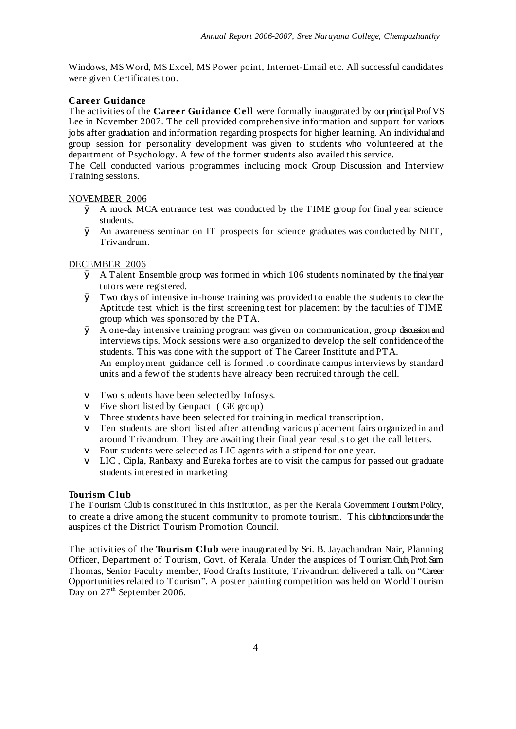Windows, MS Word, MS Excel, MS Power point, Internet-Email etc. All successful candidates were given Certificates too.

**Career Guidance**

The activities of the **Career Guidance Cell** were formally inaugurated by our principal Prof VS Lee in November 2007. The cell provided comprehensive information and support for various jobs after graduation and information regarding prospects for higher learning. An individual and group session for personality development was given to students who volunteered at the department of Psychology. A few of the former students also availed this service.

The Cell conducted various programmes including mock Group Discussion and Interview Training sessions.

NOVEMBER 2006

- A mock MCA entrance test was conducted by the TIME group for final year science students.
- An awareness seminar on IT prospects for science graduates was conducted by NIIT, Trivandrum.

DECEMBER 2006

- A Talent Ensemble group was formed in which 106 students nominated by the final year tutors were registered.
- Two days of intensive in-house training was provided to enable the students to clear the Aptitude test which is the first screening test for placement by the faculties of TIME group which was sponsored by the PTA.
- A one-day intensive training program was given on communication, group discussion and interviews tips. Mock sessions were also organized to develop the self confidence of the students. This was done with the support of The Career Institute and PTA.

  An employment guidance cell is formed to coordinate campus interviews by standard units and a few of the students have already been recruited through the cell.

- Two students have been selected by Infosys.
- Five short listed by Genpact ( GE group)
- Three students have been selected for training in medical transcription.
- Ten students are short listed after attending various placement fairs organized in and around Trivandrum. They are awaiting their final year results to get the call letters.
- Four students were selected as LIC agents with a stipend for one year.
- LIC , Cipla, Ranbaxy and Eureka forbes are to visit the campus for passed out graduate students interested in marketing

**Tourism Club**

The Tourism Club is constituted in this institution, as per the Kerala Government Tourism Policy, to create a drive among the student community to promote tourism. This club functions under the auspices of the District Tourism Promotion Council.

The activities of the **Tourism Club** were inaugurated by Sri. B. Jayachandran Nair, Planning Officer, Department of Tourism, Govt. of Kerala. Under the auspices of Tourism Club, Prof. Sam Thomas, Senior Faculty member, Food Crafts Institute, Trivandrum delivered a talk on "Career Opportunities related to Tourism". A poster painting competition was held on World Tourism Day on 27th September 2006.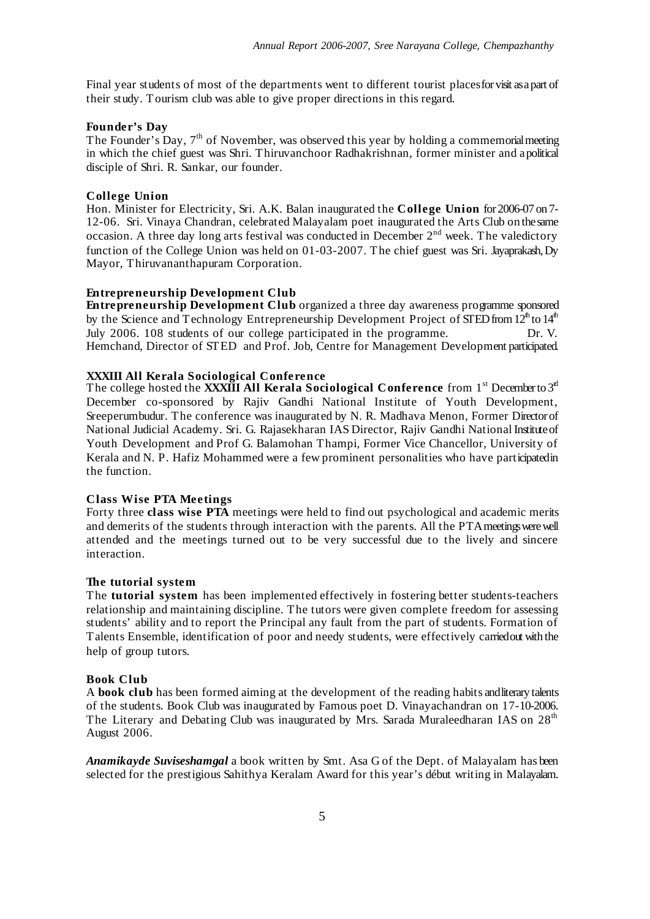Final year students of most of the departments went to different tourist places for visit as a part of their study. Tourism club was able to give proper directions in this regard.

**Founder's Day**

The Founder's Day, 7th of November, was observed this year by holding a commemorial meeting in which the chief guest was Shri. Thiruvanchoor Radhakrishnan, former minister and a political disciple of Shri. R. Sankar, our founder.

**College Union**

Hon. Minister for Electricity, Sri. A.K. Balan inaugurated the **College Union** for 2006-07 on 7-12-06. Sri. Vinaya Chandran, celebrated Malayalam poet inaugurated the Arts Club on the same occasion. A three day long arts festival was conducted in December 2nd week. The valedictory function of the College Union was held on 01-03-2007. The chief guest was Sri. Jayaprakash, Dy Mayor, Thiruvananthapuram Corporation.

**Entrepreneurship Development Club**

**Entrepreneurship Development Club** organized a three day awareness programme sponsored by the Science and Technology Entrepreneurship Development Project of STED from 12th to 14th July 2006. 108 students of our college participated in the programme. Dr. V. Hemchand, Director of STED and Prof. Job, Centre for Management Development participated.

**XXXIII All Kerala Sociological Conference**

The college hosted the **XXXIII All Kerala Sociological Conference** from 1st December to 3rd December co-sponsored by Rajiv Gandhi National Institute of Youth Development, Sreeperumbudur. The conference was inaugurated by N. R. Madhava Menon, Former Director of National Judicial Academy. Sri. G. Rajasekharan IAS Director, Rajiv Gandhi National Institute of Youth Development and Prof G. Balamohan Thampi, Former Vice Chancellor, University of Kerala and N. P. Hafiz Mohammed were a few prominent personalities who have participated in the function.

**Class Wise PTA Meetings**

Forty three **class wise PTA** meetings were held to find out psychological and academic merits and demerits of the students through interaction with the parents. All the PTA meetings were well attended and the meetings turned out to be very successful due to the lively and sincere interaction.

**The tutorial system**

The **tutorial system** has been implemented effectively in fostering better students-teachers relationship and maintaining discipline. The tutors were given complete freedom for assessing students' ability and to report the Principal any fault from the part of students. Formation of Talents Ensemble, identification of poor and needy students, were effectively carried out with the help of group tutors.

**Book Club**

A **book club** has been formed aiming at the development of the reading habits and literary talents of the students. Book Club was inaugurated by Famous poet D. Vinayachandran on 17-10-2006. The Literary and Debating Club was inaugurated by Mrs. Sarada Muraleedharan IAS on 28th August 2006.

***Anamikayde Suviseshamgal*** a book written by Smt. Asa G of the Dept. of Malayalam has been selected for the prestigious Sahithya Keralam Award for this year's début writing in Malayalam.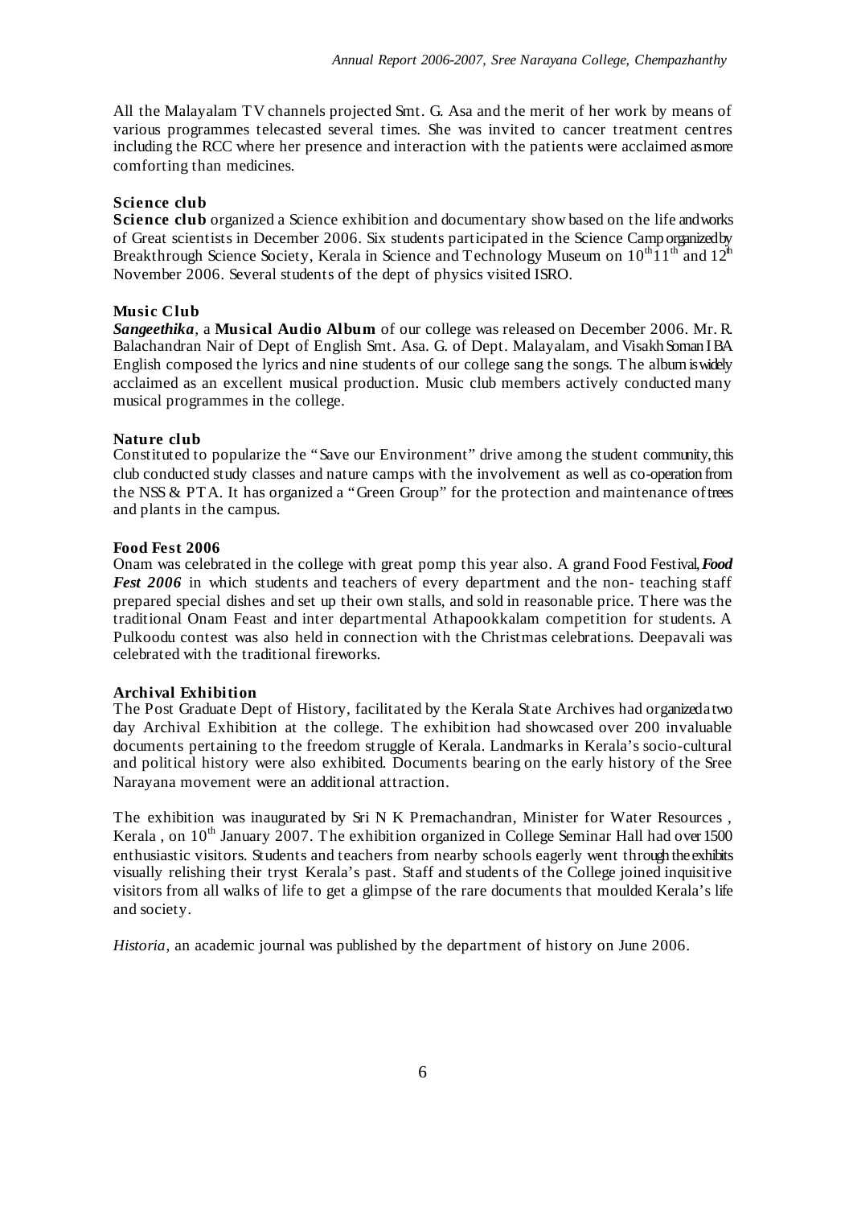All the Malayalam TV channels projected Smt. G. Asa and the merit of her work by means of various programmes telecasted several times. She was invited to cancer treatment centres including the RCC where her presence and interaction with the patients were acclaimed as more comforting than medicines.

### Science club

**Science club** organized a Science exhibition and documentary show based on the life and works of Great scientists in December 2006. Six students participated in the Science Camp organized by Breakthrough Science Society, Kerala in Science and Technology Museum on 10th 11th and 12th November 2006. Several students of the dept of physics visited ISRO.

### Music Club

***Sangeethika***, a **Musical Audio Album** of our college was released on December 2006. Mr. R. Balachandran Nair of Dept of English Smt. Asa. G. of Dept. Malayalam, and Visakh Soman I BA English composed the lyrics and nine students of our college sang the songs. The album is widely acclaimed as an excellent musical production. Music club members actively conducted many musical programmes in the college.

### Nature club

Constituted to popularize the "Save our Environment" drive among the student community, this club conducted study classes and nature camps with the involvement as well as co-operation from the NSS & PTA. It has organized a "Green Group" for the protection and maintenance of trees and plants in the campus.

### Food Fest 2006

Onam was celebrated in the college with great pomp this year also. A grand Food Festival, ***Food Fest 2006*** in which students and teachers of every department and the non- teaching staff prepared special dishes and set up their own stalls, and sold in reasonable price. There was the traditional Onam Feast and inter departmental Athapookkalam competition for students. A Pulkoodu contest was also held in connection with the Christmas celebrations. Deepavali was celebrated with the traditional fireworks.

### Archival Exhibition

The Post Graduate Dept of History, facilitated by the Kerala State Archives had organized a two day Archival Exhibition at the college. The exhibition had showcased over 200 invaluable documents pertaining to the freedom struggle of Kerala. Landmarks in Kerala's socio-cultural and political history were also exhibited. Documents bearing on the early history of the Sree Narayana movement were an additional attraction.

The exhibition was inaugurated by Sri N K Premachandran, Minister for Water Resources , Kerala , on 10th January 2007. The exhibition organized in College Seminar Hall had over 1500 enthusiastic visitors. Students and teachers from nearby schools eagerly went through the exhibits visually relishing their tryst Kerala's past. Staff and students of the College joined inquisitive visitors from all walks of life to get a glimpse of the rare documents that moulded Kerala's life and society.

*Historia*, an academic journal was published by the department of history on June 2006.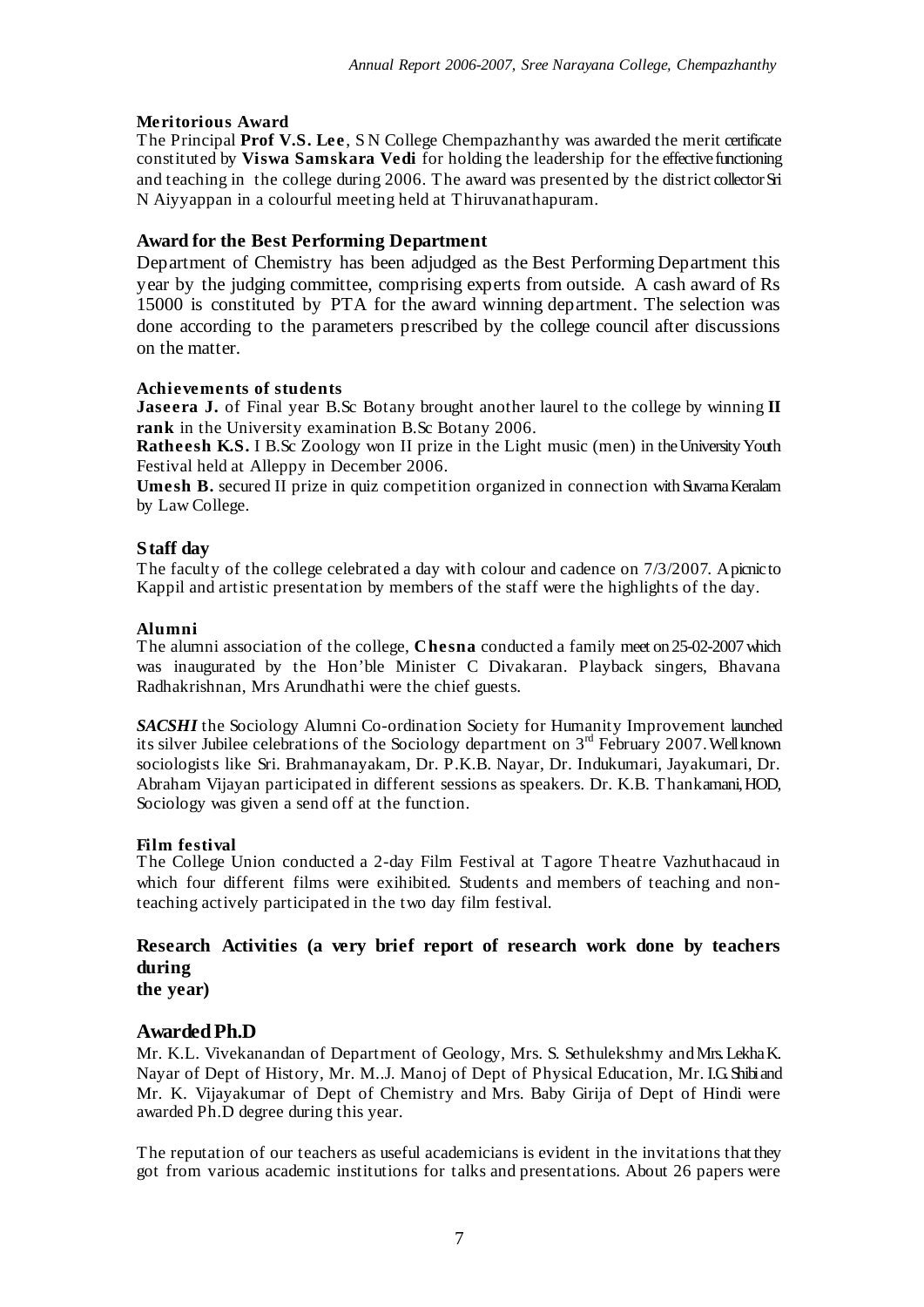### Meritorious Award

The Principal **Prof V.S. Lee**, S N College Chempazhanthy was awarded the merit certificate constituted by **Viswa Samskara Vedi** for holding the leadership for the effective functioning and teaching in the college during 2006. The award was presented by the district collector Sri N Aiyyappan in a colourful meeting held at Thiruvanathapuram.

### Award for the Best Performing Department

Department of Chemistry has been adjudged as the Best Performing Department this year by the judging committee, comprising experts from outside. A cash award of Rs 15000 is constituted by PTA for the award winning department. The selection was done according to the parameters prescribed by the college council after discussions on the matter.

### Achievements of students

**Jaseera J.** of Final year B.Sc Botany brought another laurel to the college by winning **II rank** in the University examination B.Sc Botany 2006.

**Ratheesh K.S.** I B.Sc Zoology won II prize in the Light music (men) in the University Youth Festival held at Alleppy in December 2006.

**Umesh B.** secured II prize in quiz competition organized in connection with Suvarna Keralam by Law College.

### Staff day

The faculty of the college celebrated a day with colour and cadence on 7/3/2007. A picnic to Kappil and artistic presentation by members of the staff were the highlights of the day.

### Alumni

The alumni association of the college, **Chesna** conducted a family meet on 25-02-2007 which was inaugurated by the Hon'ble Minister C Divakaran. Playback singers, Bhavana Radhakrishnan, Mrs Arundhathi were the chief guests.

***SACSHI*** the Sociology Alumni Co-ordination Society for Humanity Improvement launched its silver Jubilee celebrations of the Sociology department on 3rd February 2007. Well known sociologists like Sri. Brahmanayakam, Dr. P.K.B. Nayar, Dr. Indukumari, Jayakumari, Dr. Abraham Vijayan participated in different sessions as speakers. Dr. K.B. Thankamani, HOD, Sociology was given a send off at the function.

### Film festival

The College Union conducted a 2-day Film Festival at Tagore Theatre Vazhuthacaud in which four different films were exihibited. Students and members of teaching and non-teaching actively participated in the two day film festival.

### Research Activities (a very brief report of research work done by teachers during the year)

### Awarded Ph.D

Mr. K.L. Vivekanandan of Department of Geology, Mrs. S. Sethulekshmy and Mrs. Lekha K. Nayar of Dept of History, Mr. M..J. Manoj of Dept of Physical Education, Mr. I.G. Shibi and Mr. K. Vijayakumar of Dept of Chemistry and Mrs. Baby Girija of Dept of Hindi were awarded Ph.D degree during this year.

The reputation of our teachers as useful academicians is evident in the invitations that they got from various academic institutions for talks and presentations. About 26 papers were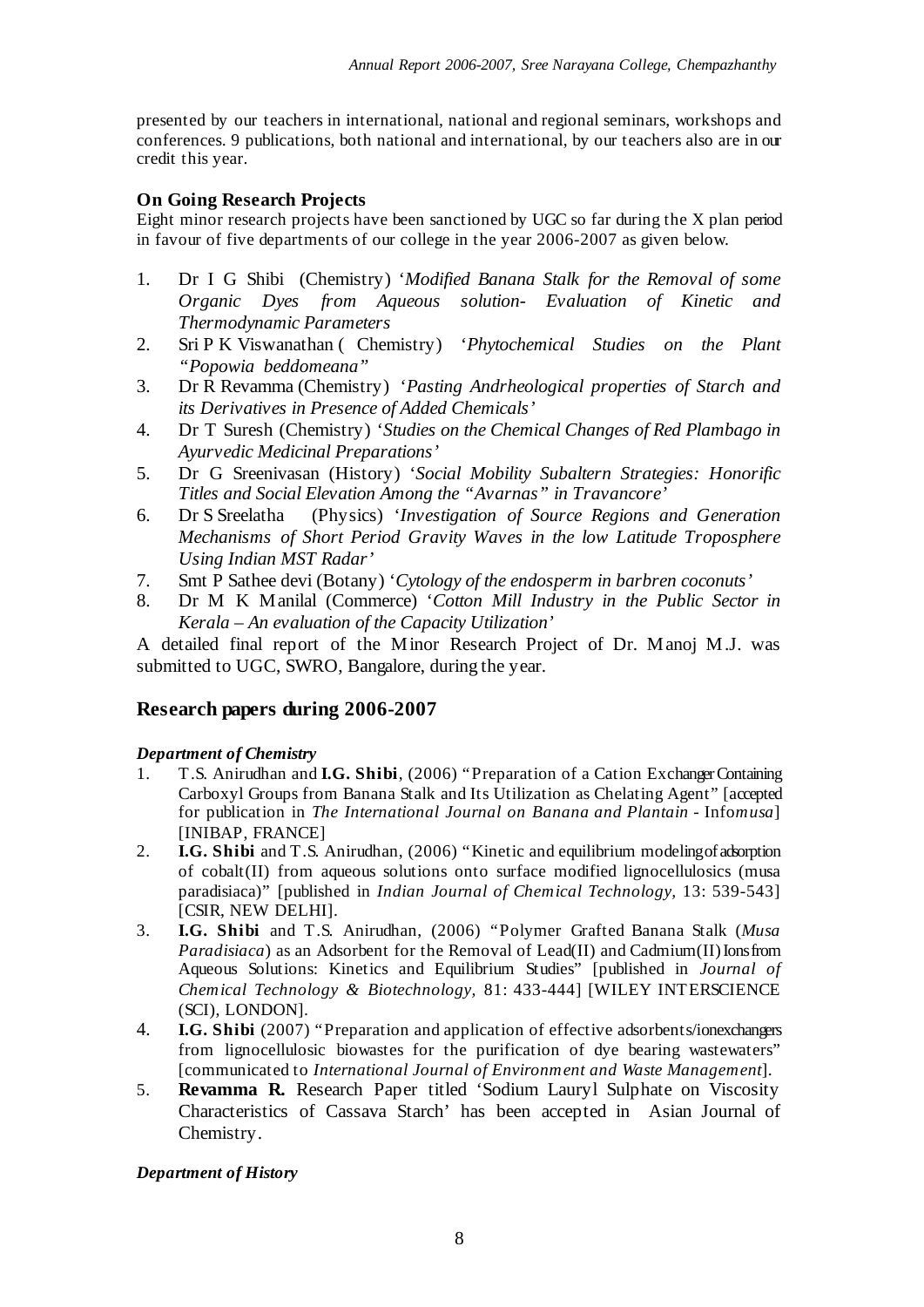presented by our teachers in international, national and regional seminars, workshops and conferences. 9 publications, both national and international, by our teachers also are in our credit this year.

### On Going Research Projects

Eight minor research projects have been sanctioned by UGC so far during the X plan period in favour of five departments of our college in the year 2006-2007 as given below.

1. Dr I G Shibi (Chemistry) '*Modified Banana Stalk for the Removal of some Organic Dyes from Aqueous solution- Evaluation of Kinetic and Thermodynamic Parameters*
2. Sri P K Viswanathan ( Chemistry) '*Phytochemical Studies on the Plant "Popowia beddomeana"*
3. Dr R Revamma (Chemistry) '*Pasting Andrheological properties of Starch and its Derivatives in Presence of Added Chemicals'*
4. Dr T Suresh (Chemistry) '*Studies on the Chemical Changes of Red Plambago in Ayurvedic Medicinal Preparations'*
5. Dr G Sreenivasan (History) '*Social Mobility Subaltern Strategies: Honorific Titles and Social Elevation Among the "Avarnas" in Travancore'*
6. Dr S Sreelatha (Physics) '*Investigation of Source Regions and Generation Mechanisms of Short Period Gravity Waves in the low Latitude Troposphere Using Indian MST Radar'*
7. Smt P Sathee devi (Botany) '*Cytology of the endosperm in barbren coconuts'*
8. Dr M K Manilal (Commerce) '*Cotton Mill Industry in the Public Sector in Kerala – An evaluation of the Capacity Utilization'*

A detailed final report of the Minor Research Project of Dr. Manoj M.J. was submitted to UGC, SWRO, Bangalore, during the year.

## Research papers during 2006-2007

#### *Department of Chemistry*

1. T.S. Anirudhan and **I.G. Shibi**, (2006) "Preparation of a Cation Exchanger Containing Carboxyl Groups from Banana Stalk and Its Utilization as Chelating Agent" [accepted for publication in *The International Journal on Banana and Plantain* - Info*musa*] [INIBAP, FRANCE]
2. **I.G. Shibi** and T.S. Anirudhan, (2006) "Kinetic and equilibrium modeling of adsorption of cobalt(II) from aqueous solutions onto surface modified lignocellulosics (musa paradisiaca)" [published in *Indian Journal of Chemical Technology*, 13: 539-543] [CSIR, NEW DELHI].
3. **I.G. Shibi** and T.S. Anirudhan, (2006) "Polymer Grafted Banana Stalk (*Musa Paradisiaca*) as an Adsorbent for the Removal of Lead(II) and Cadmium(II) Ions from Aqueous Solutions: Kinetics and Equilibrium Studies" [published in *Journal of Chemical Technology & Biotechnology,* 81: 433-444] [WILEY INTERSCIENCE (SCI), LONDON].
4. **I.G. Shibi** (2007) "Preparation and application of effective adsorbents/ionexchangers from lignocellulosic biowastes for the purification of dye bearing wastewaters" [communicated to *International Journal of Environment and Waste Management*].
5. **Revamma R.** Research Paper titled 'Sodium Lauryl Sulphate on Viscosity Characteristics of Cassava Starch' has been accepted in Asian Journal of Chemistry.

#### *Department of History*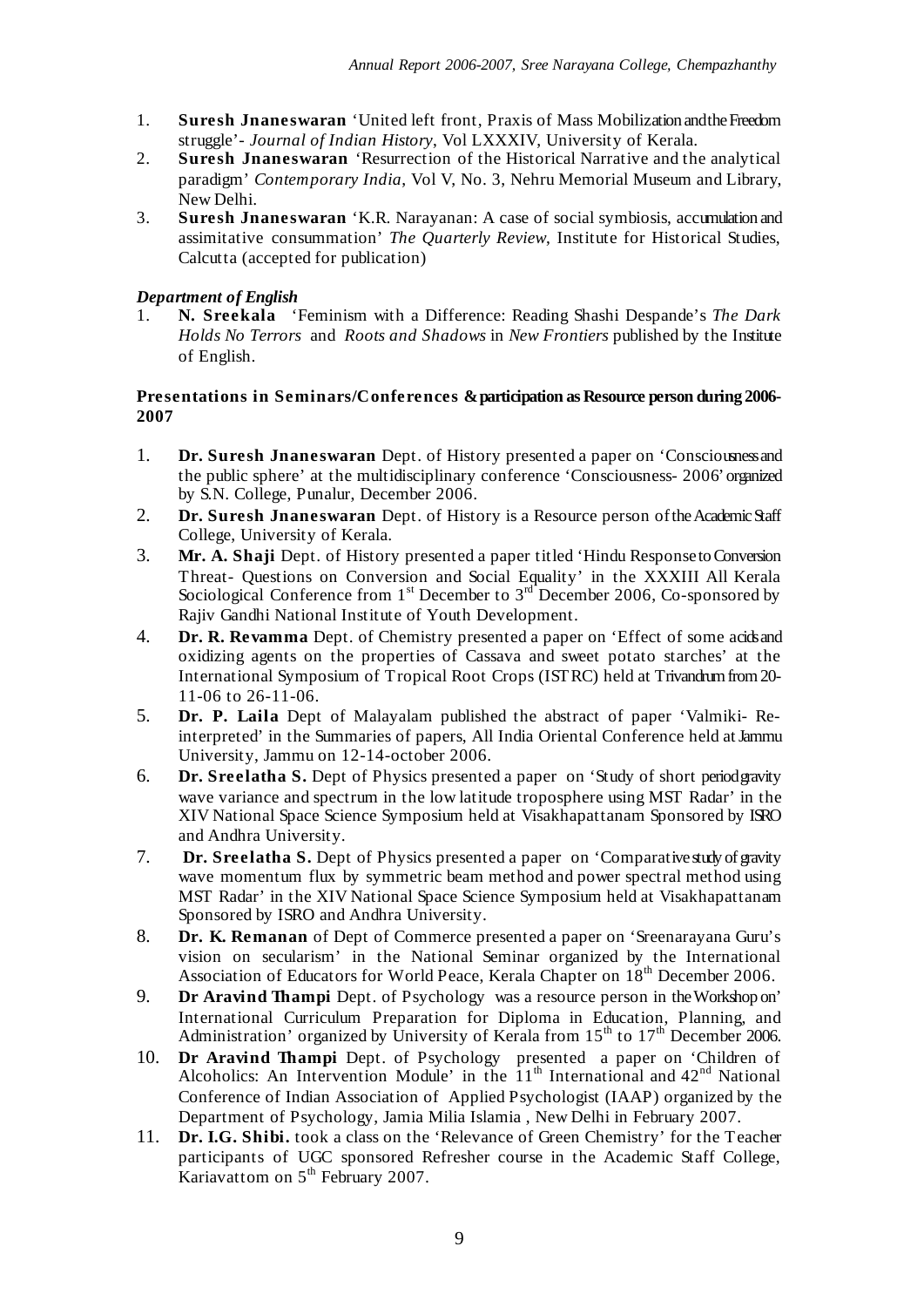1. **Suresh Jnaneswaran** 'United left front, Praxis of Mass Mobilization and the Freedom struggle'- *Journal of Indian History,* Vol LXXXIV, University of Kerala.
2. **Suresh Jnaneswaran** 'Resurrection of the Historical Narrative and the analytical paradigm' *Contemporary India*, Vol V, No. 3, Nehru Memorial Museum and Library, New Delhi.
3. **Suresh Jnaneswaran** 'K.R. Narayanan: A case of social symbiosis, accumulation and assimitative consummation' *The Quarterly Review*, Institute for Historical Studies, Calcutta (accepted for publication)

***Department of English***

1. **N. Sreekala** 'Feminism with a Difference: Reading Shashi Despande's *The Dark Holds No Terrors* and *Roots and Shadows* in *New Frontiers* published by the Institute of English.

**Presentations in Seminars/Conferences & participation as Resource person during 2006-2007**

1. **Dr. Suresh Jnaneswaran** Dept. of History presented a paper on 'Consciousness and the public sphere' at the multidisciplinary conference 'Consciousness- 2006' organized by S.N. College, Punalur, December 2006.
2. **Dr. Suresh Jnaneswaran** Dept. of History is a Resource person of the Academic Staff College, University of Kerala.
3. **Mr. A. Shaji** Dept. of History presented a paper titled 'Hindu Response to Conversion Threat- Questions on Conversion and Social Equality' in the XXXIII All Kerala Sociological Conference from 1st December to 3rd December 2006, Co-sponsored by Rajiv Gandhi National Institute of Youth Development.
4. **Dr. R. Revamma** Dept. of Chemistry presented a paper on 'Effect of some acids and oxidizing agents on the properties of Cassava and sweet potato starches' at the International Symposium of Tropical Root Crops (ISTRC) held at Trivandrum from 20-11-06 to 26-11-06.
5. **Dr. P. Laila** Dept of Malayalam published the abstract of paper 'Valmiki- Re-interpreted' in the Summaries of papers, All India Oriental Conference held at Jammu University, Jammu on 12-14-october 2006.
6. **Dr. Sreelatha S.** Dept of Physics presented a paper on 'Study of short period gravity wave variance and spectrum in the low latitude troposphere using MST Radar' in the XIV National Space Science Symposium held at Visakhapattanam Sponsored by ISRO and Andhra University.
7. **Dr. Sreelatha S.** Dept of Physics presented a paper on 'Comparative study of gravity wave momentum flux by symmetric beam method and power spectral method using MST Radar' in the XIV National Space Science Symposium held at Visakhapattanam Sponsored by ISRO and Andhra University.
8. **Dr. K. Remanan** of Dept of Commerce presented a paper on 'Sreenarayana Guru's vision on secularism' in the National Seminar organized by the International Association of Educators for World Peace, Kerala Chapter on 18th December 2006.
9. **Dr Aravind Thampi** Dept. of Psychology was a resource person in the Workshop on' International Curriculum Preparation for Diploma in Education, Planning, and Administration' organized by University of Kerala from 15th to 17th December 2006.
10. **Dr Aravind Thampi** Dept. of Psychology presented a paper on 'Children of Alcoholics: An Intervention Module' in the 11th International and 42nd National Conference of Indian Association of Applied Psychologist (IAAP) organized by the Department of Psychology, Jamia Milia Islamia , New Delhi in February 2007.
11. **Dr. I.G. Shibi.** took a class on the 'Relevance of Green Chemistry' for the Teacher participants of UGC sponsored Refresher course in the Academic Staff College, Kariavattom on 5th February 2007.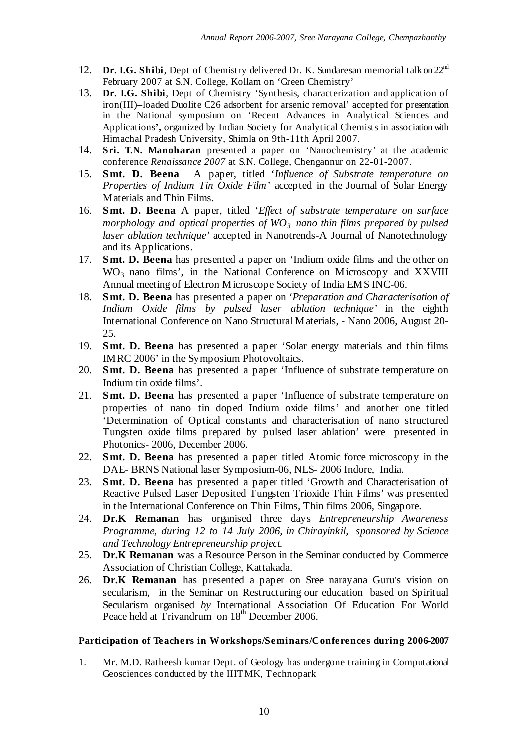12. **Dr. I.G. Shibi**, Dept of Chemistry delivered Dr. K. Sundaresan memorial talk on 22[nd] February 2007 at S.N. College, Kollam on 'Green Chemistry'
13. **Dr. I.G. Shibi**, Dept of Chemistry 'Synthesis, characterization and application of iron(III)–loaded Duolite C26 adsorbent for arsenic removal' accepted for presentation in the National symposium on 'Recent Advances in Analytical Sciences and Applications**',** organized by Indian Society for Analytical Chemists in association with Himachal Pradesh University, Shimla on 9th-11th April 2007.
14. **Sri. T.N. Manoharan** presented a paper on 'Nanochemistry' at the academic conference *Renaissance 2007* at S.N. College, Chengannur on 22-01-2007.
15. **Smt. D. Beena** A paper, titled '*Influence of Substrate temperature on Properties of Indium Tin Oxide Film'* accepted in the Journal of Solar Energy Materials and Thin Films.
16. **Smt. D. Beena** A paper, titled '*Effect of substrate temperature on surface morphology and optical properties of $WO_3$ nano thin films prepared by pulsed laser ablation technique'* accepted in Nanotrends-A Journal of Nanotechnology and its Applications.
17. **Smt. D. Beena** has presented a paper on 'Indium oxide films and the other on $WO_3$ nano films', in the National Conference on Microscopy and XXVIII Annual meeting of Electron Microscope Society of India EMS INC-06.
18. **Smt. D. Beena** has presented a paper on '*Preparation and Characterisation of Indium Oxide films by pulsed laser ablation technique'* in the eighth International Conference on Nano Structural Materials, - Nano 2006, August 20-25.
19. **Smt. D. Beena** has presented a paper 'Solar energy materials and thin films IMRC 2006' in the Symposium Photovoltaics.
20. **Smt. D. Beena** has presented a paper 'Influence of substrate temperature on Indium tin oxide films'.
21. **Smt. D. Beena** has presented a paper 'Influence of substrate temperature on properties of nano tin doped Indium oxide films' and another one titled 'Determination of Optical constants and characterisation of nano structured Tungsten oxide films prepared by pulsed laser ablation' were presented in Photonics- 2006, December 2006.
22. **Smt. D. Beena** has presented a paper titled Atomic force microscopy in the DAE- BRNS National laser Symposium-06, NLS- 2006 Indore, India.
23. **Smt. D. Beena** has presented a paper titled 'Growth and Characterisation of Reactive Pulsed Laser Deposited Tungsten Trioxide Thin Films' was presented in the International Conference on Thin Films, Thin films 2006, Singapore.
24. **Dr.K Remanan** has organised three days *Entrepreneurship Awareness Programme, during 12 to 14 July 2006, in Chirayinkil, sponsored by Science and Technology Entrepreneurship project.*
25. **Dr.K Remanan** was a Resource Person in the Seminar conducted by Commerce Association of Christian College, Kattakada.
26. **Dr.K Remanan** has presented a paper on Sree narayana Guru's vision on secularism, in the Seminar on Restructuring our education based on Spiritual Secularism organised *by* International Association Of Education For World Peace held at Trivandrum on 18[th] December 2006.

**Participation of Teachers in Workshops/Seminars/Conferences during 2006-2007**

1. Mr. M.D. Ratheesh kumar Dept. of Geology has undergone training in Computational Geosciences conducted by the IIITMK, Technopark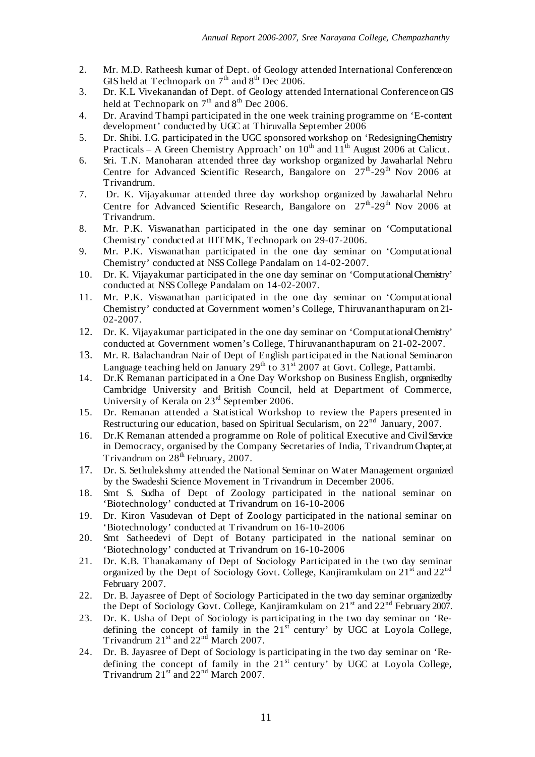2. Mr. M.D. Ratheesh kumar of Dept. of Geology attended International Conference on GIS held at Technopark on 7th and 8th Dec 2006.
3. Dr. K.L Vivekanandan of Dept. of Geology attended International Conference on GIS held at Technopark on 7th and 8th Dec 2006.
4. Dr. Aravind Thampi participated in the one week training programme on 'E-content development' conducted by UGC at Thiruvalla September 2006
5. Dr. Shibi. I.G. participated in the UGC sponsored workshop on 'Redesigning Chemistry Practicals – A Green Chemistry Approach' on 10th and 11th August 2006 at Calicut.
6. Sri. T.N. Manoharan attended three day workshop organized by Jawaharlal Nehru Centre for Advanced Scientific Research, Bangalore on 27th-29th Nov 2006 at Trivandrum.
7. Dr. K. Vijayakumar attended three day workshop organized by Jawaharlal Nehru Centre for Advanced Scientific Research, Bangalore on 27th-29th Nov 2006 at Trivandrum.
8. Mr. P.K. Viswanathan participated in the one day seminar on 'Computational Chemistry' conducted at IIITMK, Technopark on 29-07-2006.
9. Mr. P.K. Viswanathan participated in the one day seminar on 'Computational Chemistry' conducted at NSS College Pandalam on 14-02-2007.
10. Dr. K. Vijayakumar participated in the one day seminar on 'Computational Chemistry' conducted at NSS College Pandalam on 14-02-2007.
11. Mr. P.K. Viswanathan participated in the one day seminar on 'Computational Chemistry' conducted at Government women's College, Thiruvananthapuram on 21-02-2007.
12. Dr. K. Vijayakumar participated in the one day seminar on 'Computational Chemistry' conducted at Government women's College, Thiruvananthapuram on 21-02-2007.
13. Mr. R. Balachandran Nair of Dept of English participated in the National Seminar on Language teaching held on January 29th to 31st 2007 at Govt. College, Pattambi.
14. Dr.K Remanan participated in a One Day Workshop on Business English, organised by Cambridge University and British Council, held at Department of Commerce, University of Kerala on 23rd September 2006.
15. Dr. Remanan attended a Statistical Workshop to review the Papers presented in Restructuring our education, based on Spiritual Secularism, on 22nd January, 2007.
16. Dr.K Remanan attended a programme on Role of political Executive and Civil Service in Democracy, organised by the Company Secretaries of India, Trivandrum Chapter, at Trivandrum on 28th February, 2007.
17. Dr. S. Sethulekshmy attended the National Seminar on Water Management organized by the Swadeshi Science Movement in Trivandrum in December 2006.
18. Smt S. Sudha of Dept of Zoology participated in the national seminar on 'Biotechnology' conducted at Trivandrum on 16-10-2006
19. Dr. Kiron Vasudevan of Dept of Zoology participated in the national seminar on 'Biotechnology' conducted at Trivandrum on 16-10-2006
20. Smt Satheedevi of Dept of Botany participated in the national seminar on 'Biotechnology' conducted at Trivandrum on 16-10-2006
21. Dr. K.B. Thanakamany of Dept of Sociology Participated in the two day seminar organized by the Dept of Sociology Govt. College, Kanjiramkulam on 21st and 22nd February 2007.
22. Dr. B. Jayasree of Dept of Sociology Participated in the two day seminar organized by the Dept of Sociology Govt. College, Kanjiramkulam on 21st and 22nd February 2007.
23. Dr. K. Usha of Dept of Sociology is participating in the two day seminar on 'Re-defining the concept of family in the 21st century' by UGC at Loyola College, Trivandrum 21st and 22nd March 2007.
24. Dr. B. Jayasree of Dept of Sociology is participating in the two day seminar on 'Re-defining the concept of family in the 21st century' by UGC at Loyola College, Trivandrum 21st and 22nd March 2007.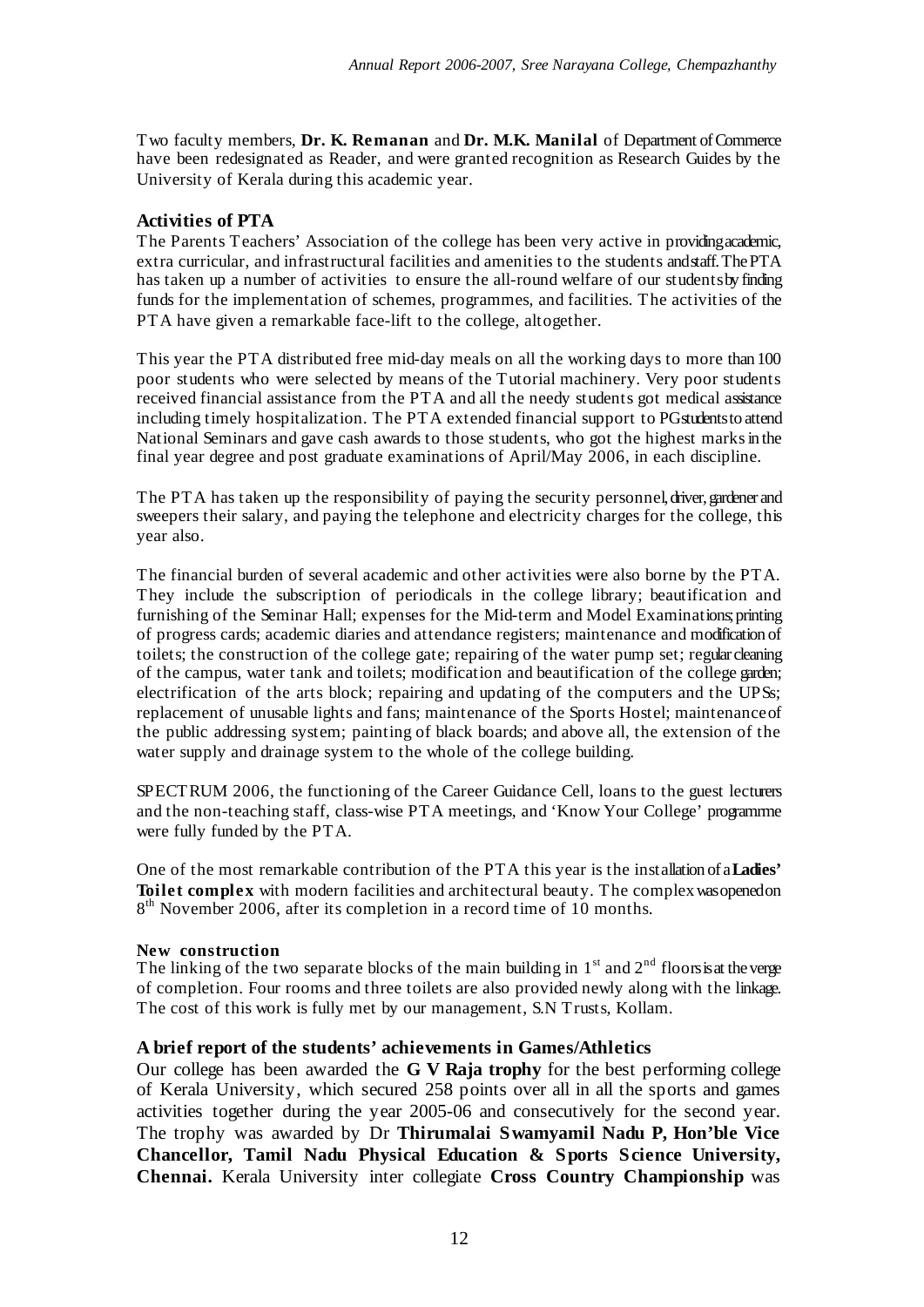Two faculty members, **Dr. K. Remanan** and **Dr. M.K. Manilal** of Department of Commerce have been redesignated as Reader, and were granted recognition as Research Guides by the University of Kerala during this academic year.

### Activities of PTA

The Parents Teachers' Association of the college has been very active in providing academic, extra curricular, and infrastructural facilities and amenities to the students and staff. The PTA has taken up a number of activities to ensure the all-round welfare of our students by finding funds for the implementation of schemes, programmes, and facilities. The activities of the PTA have given a remarkable face-lift to the college, altogether.

This year the PTA distributed free mid-day meals on all the working days to more than 100 poor students who were selected by means of the Tutorial machinery. Very poor students received financial assistance from the PTA and all the needy students got medical assistance including timely hospitalization. The PTA extended financial support to PG students to attend National Seminars and gave cash awards to those students, who got the highest marks in the final year degree and post graduate examinations of April/May 2006, in each discipline.

The PTA has taken up the responsibility of paying the security personnel, driver, gardener and sweepers their salary, and paying the telephone and electricity charges for the college, this year also.

The financial burden of several academic and other activities were also borne by the PTA. They include the subscription of periodicals in the college library; beautification and furnishing of the Seminar Hall; expenses for the Mid-term and Model Examinations; printing of progress cards; academic diaries and attendance registers; maintenance and modification of toilets; the construction of the college gate; repairing of the water pump set; regular cleaning of the campus, water tank and toilets; modification and beautification of the college garden; electrification of the arts block; repairing and updating of the computers and the UPSs; replacement of unusable lights and fans; maintenance of the Sports Hostel; maintenance of the public addressing system; painting of black boards; and above all, the extension of the water supply and drainage system to the whole of the college building.

SPECTRUM 2006, the functioning of the Career Guidance Cell, loans to the guest lecturers and the non-teaching staff, class-wise PTA meetings, and 'Know Your College' programme were fully funded by the PTA.

One of the most remarkable contribution of the PTA this year is the installation of a **Ladies' Toilet complex** with modern facilities and architectural beauty. The complex was opened on 8th November 2006, after its completion in a record time of 10 months.

#### New construction

The linking of the two separate blocks of the main building in 1st and 2nd floors is at the verge of completion. Four rooms and three toilets are also provided newly along with the linkage. The cost of this work is fully met by our management, S.N Trusts, Kollam.

### A brief report of the students' achievements in Games/Athletics

Our college has been awarded the **G V Raja trophy** for the best performing college of Kerala University, which secured 258 points over all in all the sports and games activities together during the year 2005-06 and consecutively for the second year. The trophy was awarded by Dr **Thirumalai Swamyamil Nadu P, Hon'ble Vice Chancellor, Tamil Nadu Physical Education & Sports Science University, Chennai.** Kerala University inter collegiate **Cross Country Championship** was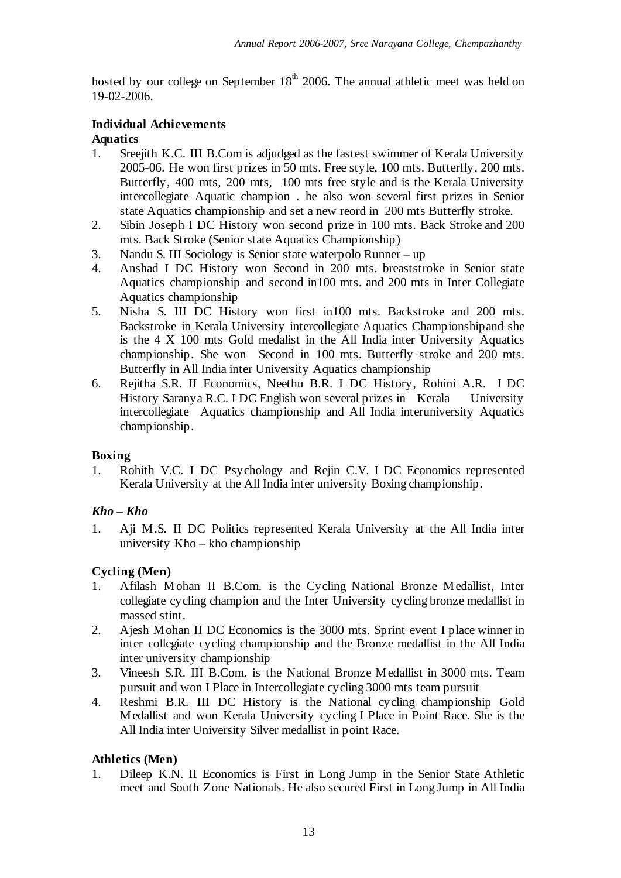hosted by our college on September 18th 2006. The annual athletic meet was held on 19-02-2006.

**Individual Achievements**

**Aquatics**

1. Sreejith K.C. III B.Com is adjudged as the fastest swimmer of Kerala University 2005-06. He won first prizes in 50 mts. Free style, 100 mts. Butterfly, 200 mts. Butterfly, 400 mts, 200 mts, 100 mts free style and is the Kerala University intercollegiate Aquatic champion . he also won several first prizes in Senior state Aquatics championship and set a new reord in 200 mts Butterfly stroke.
2. Sibin Joseph I DC History won second prize in 100 mts. Back Stroke and 200 mts. Back Stroke (Senior state Aquatics Championship)
3. Nandu S. III Sociology is Senior state waterpolo Runner – up
4. Anshad I DC History won Second in 200 mts. breaststroke in Senior state Aquatics championship and second in100 mts. and 200 mts in Inter Collegiate Aquatics championship
5. Nisha S. III DC History won first in100 mts. Backstroke and 200 mts. Backstroke in Kerala University intercollegiate Aquatics Championshipand she is the 4 X 100 mts Gold medalist in the All India inter University Aquatics championship. She won Second in 100 mts. Butterfly stroke and 200 mts. Butterfly in All India inter University Aquatics championship
6. Rejitha S.R. II Economics, Neethu B.R. I DC History, Rohini A.R. I DC History Saranya R.C. I DC English won several prizes in Kerala University intercollegiate Aquatics championship and All India interuniversity Aquatics championship.

**Boxing**

1. Rohith V.C. I DC Psychology and Rejin C.V. I DC Economics represented Kerala University at the All India inter university Boxing championship.

***Kho – Kho***

1. Aji M.S. II DC Politics represented Kerala University at the All India inter university Kho – kho championship

**Cycling (Men)**

1. Afilash Mohan II B.Com. is the Cycling National Bronze Medallist, Inter collegiate cycling champion and the Inter University cycling bronze medallist in massed stint.
2. Ajesh Mohan II DC Economics is the 3000 mts. Sprint event I place winner in inter collegiate cycling championship and the Bronze medallist in the All India inter university championship
3. Vineesh S.R. III B.Com. is the National Bronze Medallist in 3000 mts. Team pursuit and won I Place in Intercollegiate cycling 3000 mts team pursuit
4. Reshmi B.R. III DC History is the National cycling championship Gold Medallist and won Kerala University cycling I Place in Point Race. She is the All India inter University Silver medallist in point Race.

**Athletics (Men)**

1. Dileep K.N. II Economics is First in Long Jump in the Senior State Athletic meet and South Zone Nationals. He also secured First in Long Jump in All India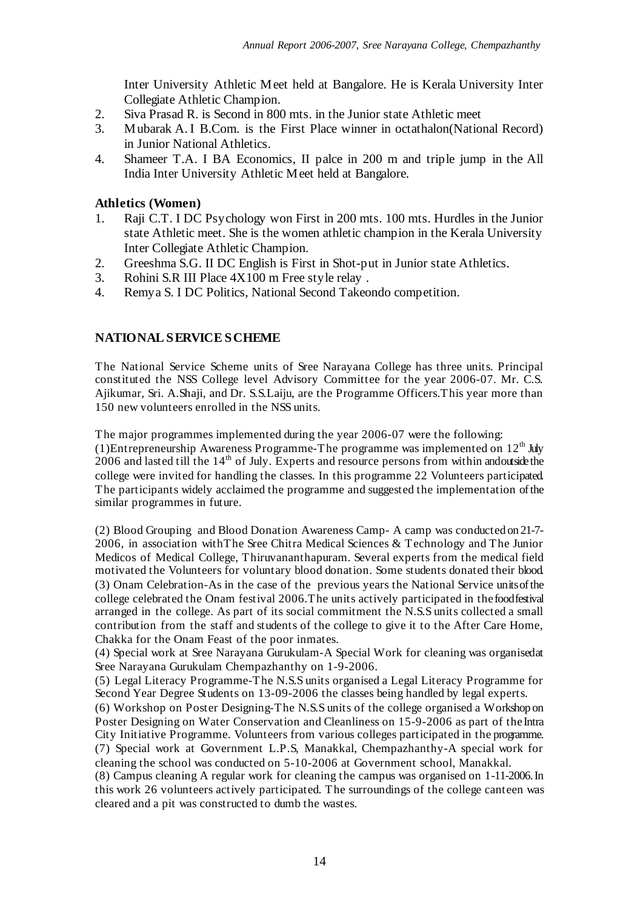Inter University Athletic Meet held at Bangalore. He is Kerala University Inter Collegiate Athletic Champion.

2. Siva Prasad R. is Second in 800 mts. in the Junior state Athletic meet
3. Mubarak A. I B.Com. is the First Place winner in octathalon(National Record) in Junior National Athletics.
4. Shameer T.A. I BA Economics, II palce in 200 m and triple jump in the All India Inter University Athletic Meet held at Bangalore.

### Athletics (Women)

1. Raji C.T. I DC Psychology won First in 200 mts. 100 mts. Hurdles in the Junior state Athletic meet. She is the women athletic champion in the Kerala University Inter Collegiate Athletic Champion.
2. Greeshma S.G. II DC English is First in Shot-put in Junior state Athletics.
3. Rohini S.R III Place 4X100 m Free style relay .
4. Remya S. I DC Politics, National Second Takeondo competition.

## NATIONAL SERVICE SCHEME

The National Service Scheme units of Sree Narayana College has three units. Principal constituted the NSS College level Advisory Committee for the year 2006-07. Mr. C.S. Ajikumar, Sri. A.Shaji, and Dr. S.S.Laiju, are the Programme Officers.This year more than 150 new volunteers enrolled in the NSS units.

The major programmes implemented during the year 2006-07 were the following:
(1)Entrepreneurship Awareness Programme-The programme was implemented on 12th July 2006 and lasted till the 14th of July. Experts and resource persons from within and outside the college were invited for handling the classes. In this programme 22 Volunteers participated. The participants widely acclaimed the programme and suggested the implementation of the similar programmes in future.

(2) Blood Grouping and Blood Donation Awareness Camp- A camp was conducted on 21-7-2006, in association withThe Sree Chitra Medical Sciences & Technology and The Junior Medicos of Medical College, Thiruvananthapuram. Several experts from the medical field motivated the Volunteers for voluntary blood donation. Some students donated their blood.
(3) Onam Celebration-As in the case of the previous years the National Service units of the college celebrated the Onam festival 2006.The units actively participated in the food festival arranged in the college. As part of its social commitment the N.S.S units collected a small contribution from the staff and students of the college to give it to the After Care Home, Chakka for the Onam Feast of the poor inmates.
(4) Special work at Sree Narayana Gurukulam-A Special Work for cleaning was organised at Sree Narayana Gurukulam Chempazhanthy on 1-9-2006.
(5) Legal Literacy Programme-The N.S.S units organised a Legal Literacy Programme for Second Year Degree Students on 13-09-2006 the classes being handled by legal experts.
(6) Workshop on Poster Designing-The N.S.S units of the college organised a Workshop on Poster Designing on Water Conservation and Cleanliness on 15-9-2006 as part of the Intra City Initiative Programme. Volunteers from various colleges participated in the programme.
(7) Special work at Government L.P.S, Manakkal, Chempazhanthy-A special work for cleaning the school was conducted on 5-10-2006 at Government school, Manakkal.
(8) Campus cleaning A regular work for cleaning the campus was organised on 1-11-2006. In this work 26 volunteers actively participated. The surroundings of the college canteen was cleared and a pit was constructed to dumb the wastes.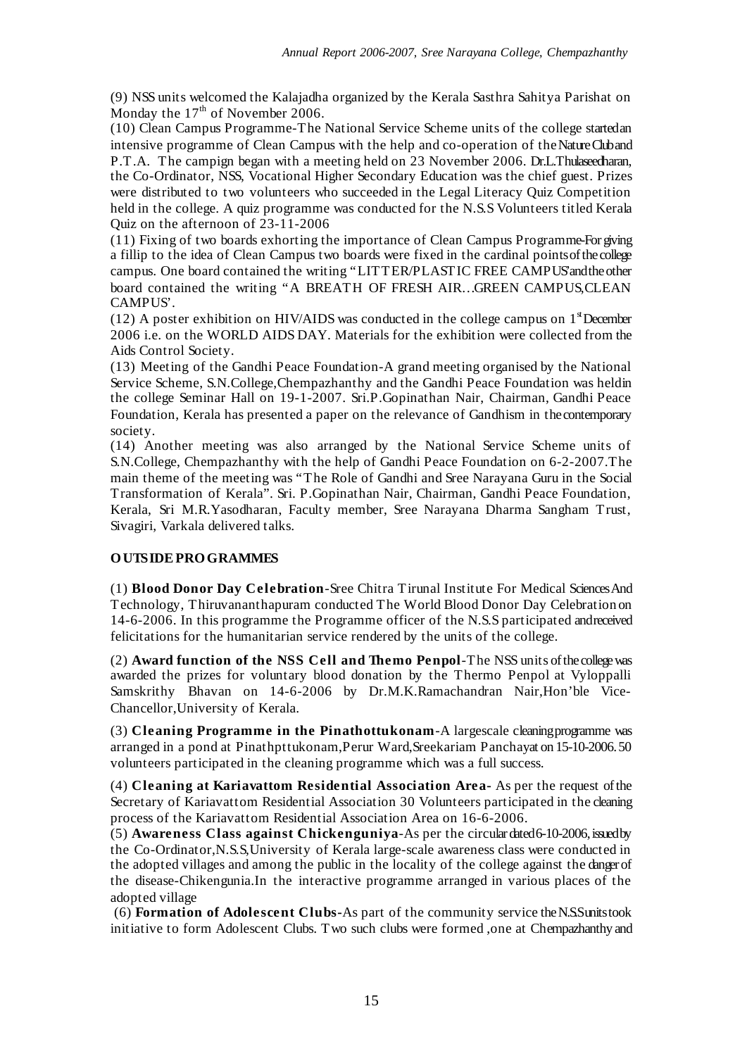(9) NSS units welcomed the Kalajadha organized by the Kerala Sasthra Sahitya Parishat on Monday the 17th of November 2006.

(10) Clean Campus Programme-The National Service Scheme units of the college started an intensive programme of Clean Campus with the help and co-operation of the Nature Club and P.T.A. The campign began with a meeting held on 23 November 2006. Dr.L.Thulaseedharan, the Co-Ordinator, NSS, Vocational Higher Secondary Education was the chief guest. Prizes were distributed to two volunteers who succeeded in the Legal Literacy Quiz Competition held in the college. A quiz programme was conducted for the N.S.S Volunteers titled Kerala Quiz on the afternoon of 23-11-2006

(11) Fixing of two boards exhorting the importance of Clean Campus Programme-For giving a fillip to the idea of Clean Campus two boards were fixed in the cardinal points of the college campus. One board contained the writing "LITTER/PLASTIC FREE CAMPUS' and the other board contained the writing "A BREATH OF FRESH AIR…GREEN CAMPUS,CLEAN CAMPUS'.

(12) A poster exhibition on HIV/AIDS was conducted in the college campus on 1st December 2006 i.e. on the WORLD AIDS DAY. Materials for the exhibition were collected from the Aids Control Society.

(13) Meeting of the Gandhi Peace Foundation-A grand meeting organised by the National Service Scheme, S.N.College,Chempazhanthy and the Gandhi Peace Foundation was held in the college Seminar Hall on 19-1-2007. Sri.P.Gopinathan Nair, Chairman, Gandhi Peace Foundation, Kerala has presented a paper on the relevance of Gandhism in the contemporary society.

(14) Another meeting was also arranged by the National Service Scheme units of S.N.College, Chempazhanthy with the help of Gandhi Peace Foundation on 6-2-2007.The main theme of the meeting was "The Role of Gandhi and Sree Narayana Guru in the Social Transformation of Kerala". Sri. P.Gopinathan Nair, Chairman, Gandhi Peace Foundation, Kerala, Sri M.R.Yasodharan, Faculty member, Sree Narayana Dharma Sangham Trust, Sivagiri, Varkala delivered talks.

**OUTSIDE PROGRAMMES**

(1) **Blood Donor Day Celebration**-Sree Chitra Tirunal Institute For Medical Sciences And Technology, Thiruvananthapuram conducted The World Blood Donor Day Celebration on 14-6-2006. In this programme the Programme officer of the N.S.S participated and received felicitations for the humanitarian service rendered by the units of the college.

(2) **Award function of the NSS Cell and Themo Penpol**-The NSS units of the college was awarded the prizes for voluntary blood donation by the Thermo Penpol at Vyloppalli Samskrithy Bhavan on 14-6-2006 by Dr.M.K.Ramachandran Nair,Hon'ble Vice-Chancellor,University of Kerala.

(3) **Cleaning Programme in the Pinathottukonam**-A largescale cleaning programme was arranged in a pond at Pinathpttukonam,Perur Ward,Sreekariam Panchayat on 15-10-2006. 50 volunteers participated in the cleaning programme which was a full success.

(4) **Cleaning at Kariavattom Residential Association Area**- As per the request of the Secretary of Kariavattom Residential Association 30 Volunteers participated in the cleaning process of the Kariavattom Residential Association Area on 16-6-2006.

(5) **Awareness Class against Chickenguniya**-As per the circular dated 6-10-2006, issued by the Co-Ordinator,N.S.S,University of Kerala large-scale awareness class were conducted in the adopted villages and among the public in the locality of the college against the danger of the disease-Chikengunia.In the interactive programme arranged in various places of the adopted village

(6) **Formation of Adolescent Clubs**-As part of the community service the N.S.S units took initiative to form Adolescent Clubs. Two such clubs were formed ,one at Chempazhanthy and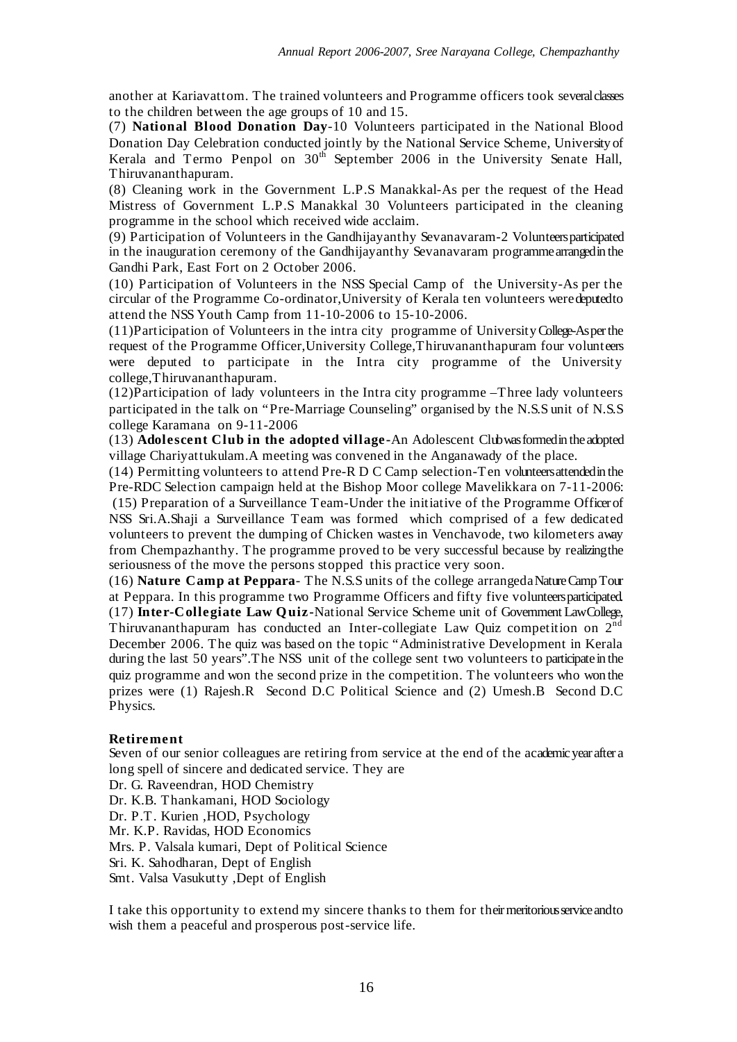another at Kariavattom. The trained volunteers and Programme officers took several classes to the children between the age groups of 10 and 15.

(7) **National Blood Donation Day**-10 Volunteers participated in the National Blood Donation Day Celebration conducted jointly by the National Service Scheme, University of Kerala and Termo Penpol on 30th September 2006 in the University Senate Hall, Thiruvananthapuram.

(8) Cleaning work in the Government L.P.S Manakkal-As per the request of the Head Mistress of Government L.P.S Manakkal 30 Volunteers participated in the cleaning programme in the school which received wide acclaim.

(9) Participation of Volunteers in the Gandhijayanthy Sevanavaram-2 Volunteers participated in the inauguration ceremony of the Gandhijayanthy Sevanavaram programme arranged in the Gandhi Park, East Fort on 2 October 2006.

(10) Participation of Volunteers in the NSS Special Camp of the University-As per the circular of the Programme Co-ordinator,University of Kerala ten volunteers were deputed to attend the NSS Youth Camp from 11-10-2006 to 15-10-2006.

(11)Participation of Volunteers in the intra city programme of University College-As per the request of the Programme Officer,University College,Thiruvananthapuram four volunteers were deputed to participate in the Intra city programme of the University college,Thiruvananthapuram.

(12)Participation of lady volunteers in the Intra city programme –Three lady volunteers participated in the talk on "Pre-Marriage Counseling" organised by the N.S.S unit of N.S.S college Karamana on 9-11-2006

(13) **Adolescent Club in the adopted village**-An Adolescent Club was formed in the adopted village Chariyattukulam.A meeting was convened in the Anganawady of the place.

(14) Permitting volunteers to attend Pre-R D C Camp selection-Ten volunteers attended in the Pre-RDC Selection campaign held at the Bishop Moor college Mavelikkara on 7-11-2006:

(15) Preparation of a Surveillance Team-Under the initiative of the Programme Officer of NSS Sri.A.Shaji a Surveillance Team was formed which comprised of a few dedicated volunteers to prevent the dumping of Chicken wastes in Venchavode, two kilometers away from Chempazhanthy. The programme proved to be very successful because by realizing the seriousness of the move the persons stopped this practice very soon.

(16) **Nature Camp at Peppara**- The N.S.S units of the college arranged a Nature Camp Tour at Peppara. In this programme two Programme Officers and fifty five volunteers participated.

(17) **Inter-Collegiate Law Quiz**-National Service Scheme unit of Government Law College, Thiruvananthapuram has conducted an Inter-collegiate Law Quiz competition on 2nd December 2006. The quiz was based on the topic "Administrative Development in Kerala during the last 50 years".The NSS unit of the college sent two volunteers to participate in the quiz programme and won the second prize in the competition. The volunteers who won the prizes were (1) Rajesh.R Second D.C Political Science and (2) Umesh.B Second D.C Physics.

**Retirement**

Seven of our senior colleagues are retiring from service at the end of the academic year after a long spell of sincere and dedicated service. They are

Dr. G. Raveendran, HOD Chemistry
Dr. K.B. Thankamani, HOD Sociology
Dr. P.T. Kurien ,HOD, Psychology
Mr. K.P. Ravidas, HOD Economics
Mrs. P. Valsala kumari, Dept of Political Science
Sri. K. Sahodharan, Dept of English
Smt. Valsa Vasukutty ,Dept of English

I take this opportunity to extend my sincere thanks to them for their meritorious service and to wish them a peaceful and prosperous post-service life.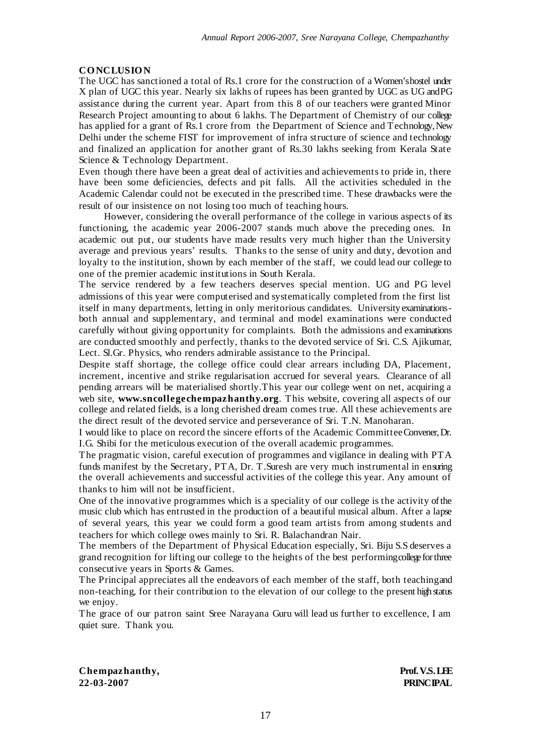**CONCLUSION**

The UGC has sanctioned a total of Rs.1 crore for the construction of a Women's hostel under X plan of UGC this year. Nearly six lakhs of rupees has been granted by UGC as UG and PG assistance during the current year. Apart from this 8 of our teachers were granted Minor Research Project amounting to about 6 lakhs. The Department of Chemistry of our college has applied for a grant of Rs.1 crore from the Department of Science and Technology, New Delhi under the scheme FIST for improvement of infra structure of science and technology and finalized an application for another grant of Rs.30 lakhs seeking from Kerala State Science & Technology Department.

Even though there have been a great deal of activities and achievements to pride in, there have been some deficiencies, defects and pit falls. All the activities scheduled in the Academic Calendar could not be executed in the prescribed time. These drawbacks were the result of our insistence on not losing too much of teaching hours.

However, considering the overall performance of the college in various aspects of its functioning, the academic year 2006-2007 stands much above the preceding ones. In academic out put, our students have made results very much higher than the University average and previous years' results. Thanks to the sense of unity and duty, devotion and loyalty to the institution, shown by each member of the staff, we could lead our college to one of the premier academic institutions in South Kerala.

The service rendered by a few teachers deserves special mention. UG and PG level admissions of this year were computerised and systematically completed from the first list itself in many departments, letting in only meritorious candidates. University examinations- both annual and supplementary, and terminal and model examinations were conducted carefully without giving opportunity for complaints. Both the admissions and examinations are conducted smoothly and perfectly, thanks to the devoted service of Sri. C.S. Ajikumar, Lect. Sl.Gr. Physics, who renders admirable assistance to the Principal.

Despite staff shortage, the college office could clear arrears including DA, Placement, increment, incentive and strike regularisation accrued for several years. Clearance of all pending arrears will be materialised shortly.This year our college went on net, acquiring a web site, **www.sncollegechempazhanthy.org**. This website, covering all aspects of our college and related fields, is a long cherished dream comes true. All these achievements are the direct result of the devoted service and perseverance of Sri. T.N. Manoharan.

I would like to place on record the sincere efforts of the Academic Committee Convener, Dr. I.G. Shibi for the meticulous execution of the overall academic programmes.

The pragmatic vision, careful execution of programmes and vigilance in dealing with PTA funds manifest by the Secretary, PTA, Dr. T.Suresh are very much instrumental in ensuring the overall achievements and successful activities of the college this year. Any amount of thanks to him will not be insufficient.

One of the innovative programmes which is a speciality of our college is the activity of the music club which has entrusted in the production of a beautiful musical album. After a lapse of several years, this year we could form a good team artists from among students and teachers for which college owes mainly to Sri. R. Balachandran Nair.

The members of the Department of Physical Education especially, Sri. Biju S.S deserves a grand recognition for lifting our college to the heights of the best performing college for three consecutive years in Sports & Games.

The Principal appreciates all the endeavors of each member of the staff, both teaching and non-teaching, for their contribution to the elevation of our college to the present high status we enjoy.

The grace of our patron saint Sree Narayana Guru will lead us further to excellence, I am quiet sure. Thank you.

**Chempazhanthy,** **Prof. V.S. LEE**
**22-03-2007** **PRINCIPAL**